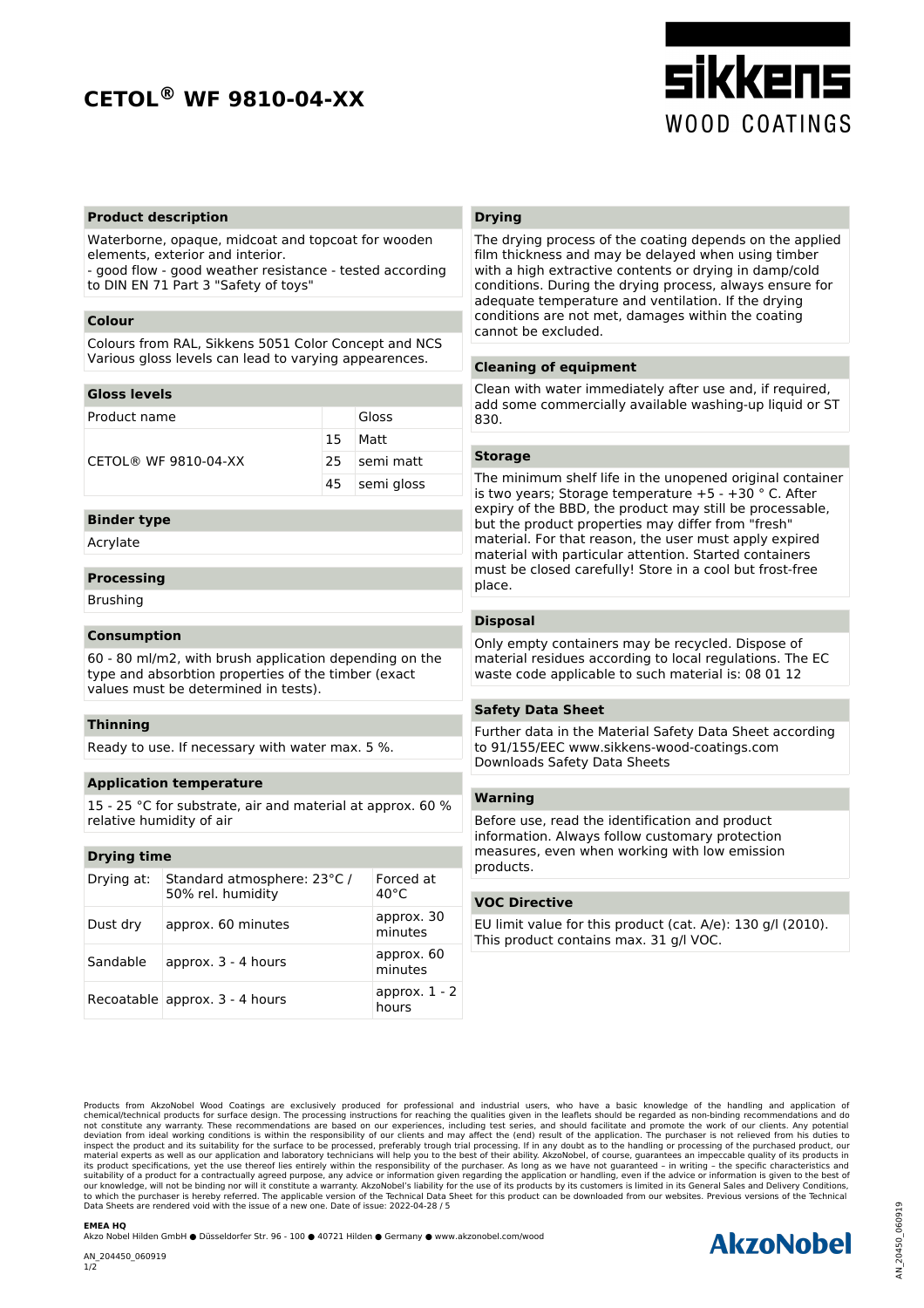# CETOL® WF 9810-04-XX

sikkens WOOD COATINGS

## Product description

Waterborne, opaque, midcoat and topcoat for wooden elements, exterior and interior.
- good flow - good weather resistance - tested according to DIN EN 71 Part 3 "Safety of toys"

## Colour

Colours from RAL, Sikkens 5051 Color Concept and NCS
Various gloss levels can lead to varying appearences.

## Gloss levels

| Product name | | Gloss |
|---|---|---|
| CETOL® WF 9810-04-XX | 15 | Matt |
| | 25 | semi matt |
| | 45 | semi gloss |

## Binder type

Acrylate

## Processing

Brushing

## Consumption

60 - 80 ml/m2, with brush application depending on the type and absorbtion properties of the timber (exact values must be determined in tests).

## Thinning

Ready to use. If necessary with water max. 5 %.

## Application temperature

15 - 25 °C for substrate, air and material at approx. 60 % relative humidity of air

## Drying time

| Drying at: | Standard atmosphere: 23°C / 50% rel. humidity | Forced at 40°C |
|---|---|---|
| Dust dry | approx. 60 minutes | approx. 30 minutes |
| Sandable | approx. 3 - 4 hours | approx. 60 minutes |
| Recoatable | approx. 3 - 4 hours | approx. 1 - 2 hours |

## Drying

The drying process of the coating depends on the applied film thickness and may be delayed when using timber with a high extractive contents or drying in damp/cold conditions. During the drying process, always ensure for adequate temperature and ventilation. If the drying conditions are not met, damages within the coating cannot be excluded.

## Cleaning of equipment

Clean with water immediately after use and, if required, add some commercially available washing-up liquid or ST 830.

## Storage

The minimum shelf life in the unopened original container is two years; Storage temperature +5 - +30 ° C. After expiry of the BBD, the product may still be processable, but the product properties may differ from "fresh" material. For that reason, the user must apply expired material with particular attention. Started containers must be closed carefully! Store in a cool but frost-free place.

## Disposal

Only empty containers may be recycled. Dispose of material residues according to local regulations. The EC waste code applicable to such material is: 08 01 12

## Safety Data Sheet

Further data in the Material Safety Data Sheet according to 91/155/EEC www.sikkens-wood-coatings.com Downloads Safety Data Sheets

## Warning

Before use, read the identification and product information. Always follow customary protection measures, even when working with low emission products.

## VOC Directive

EU limit value for this product (cat. A/e): 130 g/l (2010). This product contains max. 31 g/l VOC.

Products from AkzoNobel Wood Coatings are exclusively produced for professional and industrial users, who have a basic knowledge of the handling and application of chemical/technical products for surface design. The processing instructions for reaching the qualities given in the leaflets should be regarded as non-binding recommendations and do not constitute any warranty. These recommendations are based on our experiences, including test series, and should facilitate and promote the work of our clients. Any potential deviation from ideal working conditions is within the responsibility of our clients and may affect the (end) result of the application. The purchaser is not relieved from his duties to inspect the product and its suitability for the surface to be processed, preferably trough trial processing. If in any doubt as to the handling or processing of the purchased product, our material experts as well as our application and laboratory technicians will help you to the best of their ability. AkzoNobel, of course, guarantees an impeccable quality of its products in its product specifications, yet the use thereof lies entirely within the responsibility of the purchaser. As long as we have not guaranteed – in writing – the specific characteristics and suitability of a product for a contractually agreed purpose, any advice or information given regarding the application or handling, even if the advice or information is given to the best of our knowledge, will not be binding nor will it constitute a warranty. AkzoNobel's liability for the use of its products by its customers is limited in its General Sales and Delivery Conditions, to which the purchaser is hereby referred. The applicable version of the Technical Data Sheet for this product can be downloaded from our websites. Previous versions of the Technical Data Sheets are rendered void with the issue of a new one. Date of issue: 2022-04-28 / 5

**EMEA HQ**
Akzo Nobel Hilden GmbH ● Düsseldorfer Str. 96 - 100 ● 40721 Hilden ● Germany ● www.akzonobel.com/wood

AN_204450_060919

AkzoNobel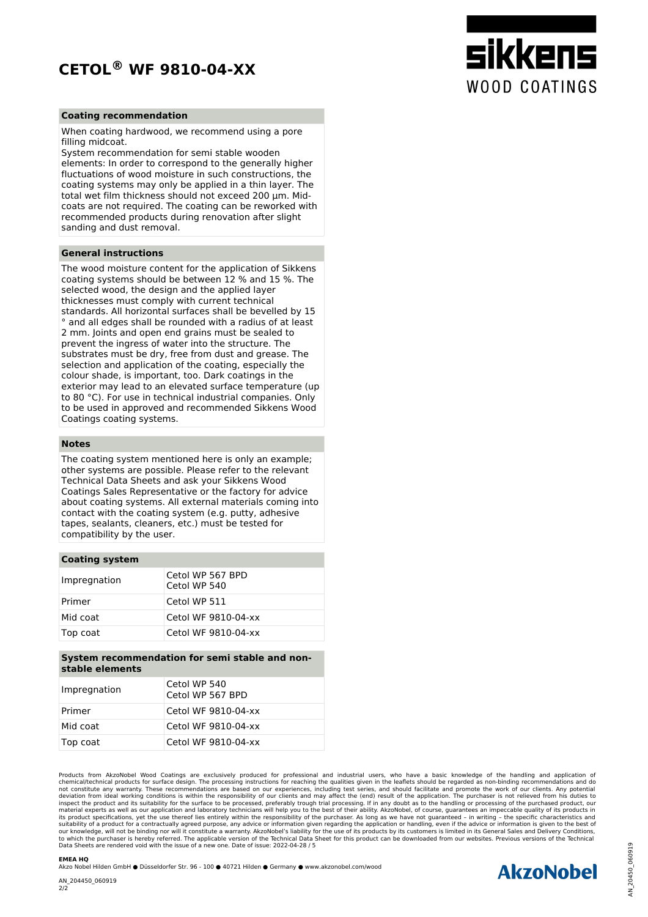# CETOL® WF 9810-04-XX

## Coating recommendation

When coating hardwood, we recommend using a pore filling midcoat.
System recommendation for semi stable wooden elements: In order to correspond to the generally higher fluctuations of wood moisture in such constructions, the coating systems may only be applied in a thin layer. The total wet film thickness should not exceed 200 µm. Mid-coats are not required. The coating can be reworked with recommended products during renovation after slight sanding and dust removal.

## General instructions

The wood moisture content for the application of Sikkens coating systems should be between 12 % and 15 %. The selected wood, the design and the applied layer thicknesses must comply with current technical standards. All horizontal surfaces shall be bevelled by 15 ° and all edges shall be rounded with a radius of at least 2 mm. Joints and open end grains must be sealed to prevent the ingress of water into the structure. The substrates must be dry, free from dust and grease. The selection and application of the coating, especially the colour shade, is important, too. Dark coatings in the exterior may lead to an elevated surface temperature (up to 80 °C). For use in technical industrial companies. Only to be used in approved and recommended Sikkens Wood Coatings coating systems.

## Notes

The coating system mentioned here is only an example; other systems are possible. Please refer to the relevant Technical Data Sheets and ask your Sikkens Wood Coatings Sales Representative or the factory for advice about coating systems. All external materials coming into contact with the coating system (e.g. putty, adhesive tapes, sealants, cleaners, etc.) must be tested for compatibility by the user.

## Coating system

| | |
|---|---|
| Impregnation | Cetol WP 567 BPD<br>Cetol WP 540 |
| Primer | Cetol WP 511 |
| Mid coat | Cetol WF 9810-04-xx |
| Top coat | Cetol WF 9810-04-xx |

## System recommendation for semi stable and non-stable elements

| | |
|---|---|
| Impregnation | Cetol WP 540<br>Cetol WP 567 BPD |
| Primer | Cetol WF 9810-04-xx |
| Mid coat | Cetol WF 9810-04-xx |
| Top coat | Cetol WF 9810-04-xx |

Products from AkzoNobel Wood Coatings are exclusively produced for professional and industrial users, who have a basic knowledge of the handling and application of chemical/technical products for surface design. The processing instructions for reaching the qualities given in the leaflets should be regarded as non-binding recommendations and do not constitute any warranty. These recommendations are based on our experiences, including test series, and should facilitate and promote the work of our clients. Any potential deviation from ideal working conditions is within the responsibility of our clients and may affect the (end) result of the application. The purchaser is not relieved from his duties to inspect the product and its suitability for the surface to be processed, preferably trough trial processing. If in any doubt as to the handling or processing of the purchased product, our material experts as well as our application and laboratory technicians will help you to the best of their ability. AkzoNobel, of course, guarantees an impeccable quality of its products in its product specifications, yet the use thereof lies entirely within the responsibility of the purchaser. As long as we have not guaranteed – in writing – the specific characteristics and suitability of a product for a contractually agreed purpose, any advice or information given regarding the application or handling, even if the advice or information is given to the best of our knowledge, will not be binding nor will it constitute a warranty. AkzoNobel's liability for the use of its products by its customers is limited in its General Sales and Delivery Conditions, to which the purchaser is hereby referred. The applicable version of the Technical Data Sheet for this product can be downloaded from our websites. Previous versions of the Technical Data Sheets are rendered void with the issue of a new one. Date of issue: 2022-04-28 / 5

**EMEA HQ**
Akzo Nobel Hilden GmbH ● Düsseldorfer Str. 96 - 100 ● 40721 Hilden ● Germany ● www.akzonobel.com/wood

AN_204450_060919